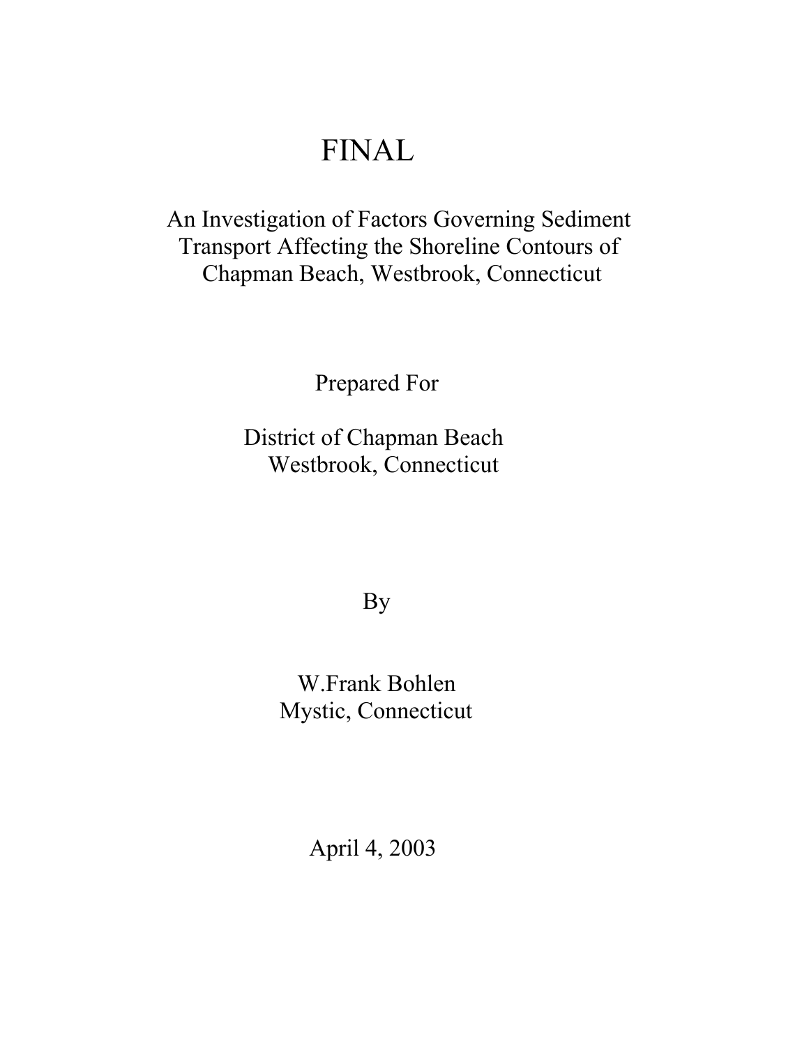# FINAL

## An Investigation of Factors Governing Sediment Transport Affecting the Shoreline Contours of Chapman Beach, Westbrook, Connecticut

Prepared For

District of Chapman Beach
Westbrook, Connecticut

By

W.Frank Bohlen
Mystic, Connecticut

April 4, 2003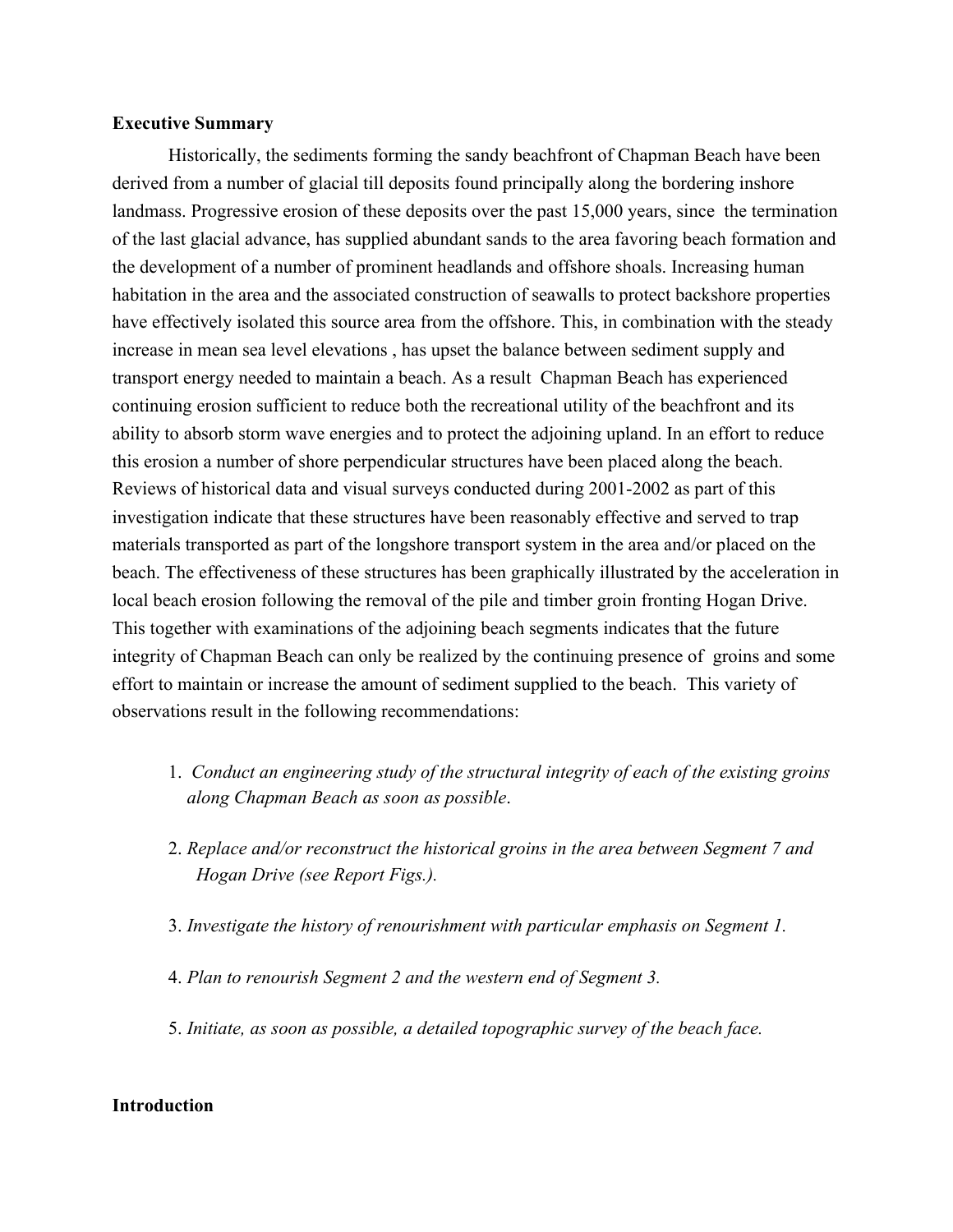**Executive Summary**

Historically, the sediments forming the sandy beachfront of Chapman Beach have been derived from a number of glacial till deposits found principally along the bordering inshore landmass. Progressive erosion of these deposits over the past 15,000 years, since the termination of the last glacial advance, has supplied abundant sands to the area favoring beach formation and the development of a number of prominent headlands and offshore shoals. Increasing human habitation in the area and the associated construction of seawalls to protect backshore properties have effectively isolated this source area from the offshore. This, in combination with the steady increase in mean sea level elevations , has upset the balance between sediment supply and transport energy needed to maintain a beach. As a result Chapman Beach has experienced continuing erosion sufficient to reduce both the recreational utility of the beachfront and its ability to absorb storm wave energies and to protect the adjoining upland. In an effort to reduce this erosion a number of shore perpendicular structures have been placed along the beach. Reviews of historical data and visual surveys conducted during 2001-2002 as part of this investigation indicate that these structures have been reasonably effective and served to trap materials transported as part of the longshore transport system in the area and/or placed on the beach. The effectiveness of these structures has been graphically illustrated by the acceleration in local beach erosion following the removal of the pile and timber groin fronting Hogan Drive. This together with examinations of the adjoining beach segments indicates that the future integrity of Chapman Beach can only be realized by the continuing presence of groins and some effort to maintain or increase the amount of sediment supplied to the beach. This variety of observations result in the following recommendations:

1. *Conduct an engineering study of the structural integrity of each of the existing groins along Chapman Beach as soon as possible*.
2. *Replace and/or reconstruct the historical groins in the area between Segment 7 and Hogan Drive (see Report Figs.).*
3. *Investigate the history of renourishment with particular emphasis on Segment 1.*
4. *Plan to renourish Segment 2 and the western end of Segment 3.*
5. *Initiate, as soon as possible, a detailed topographic survey of the beach face.*

**Introduction**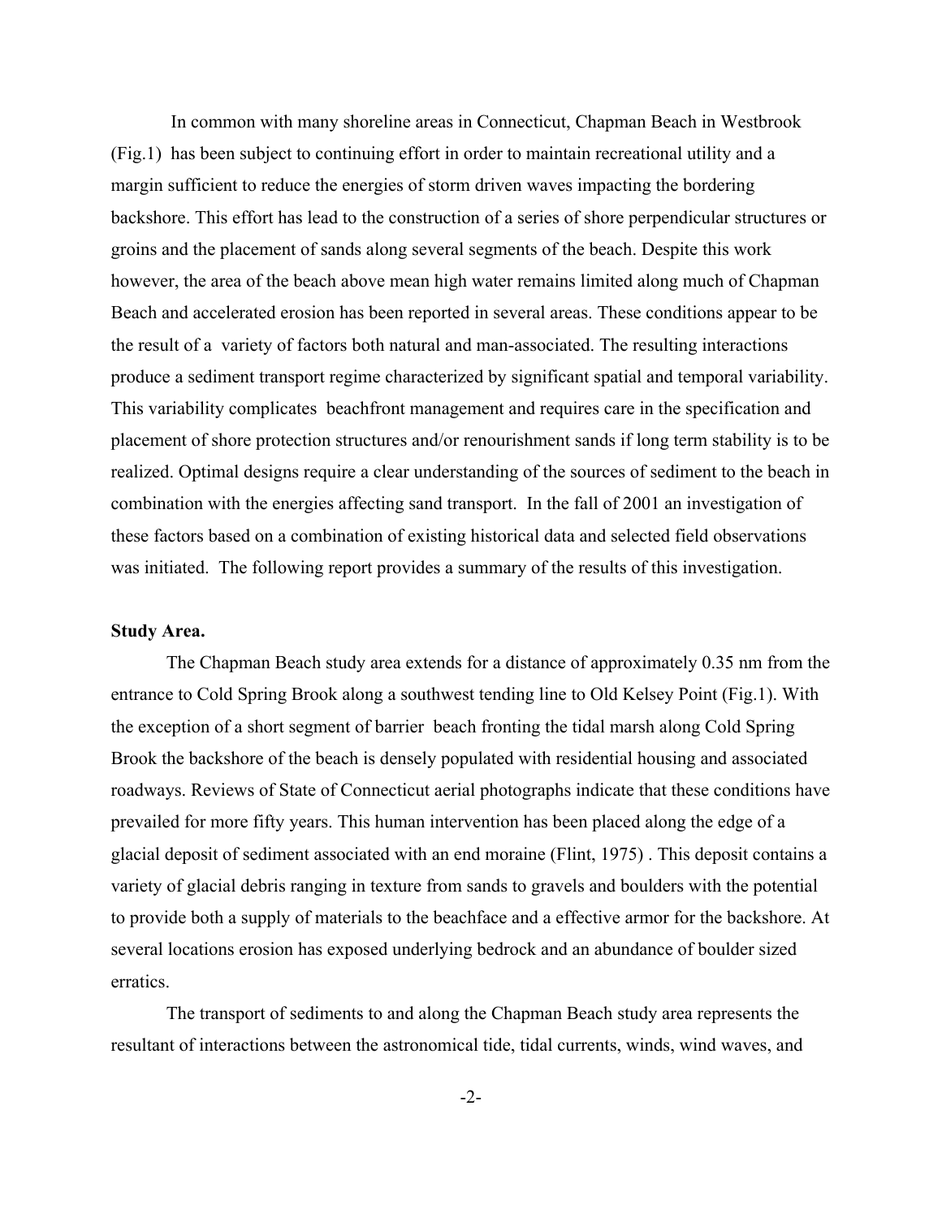In common with many shoreline areas in Connecticut, Chapman Beach in Westbrook (Fig.1) has been subject to continuing effort in order to maintain recreational utility and a margin sufficient to reduce the energies of storm driven waves impacting the bordering backshore. This effort has lead to the construction of a series of shore perpendicular structures or groins and the placement of sands along several segments of the beach. Despite this work however, the area of the beach above mean high water remains limited along much of Chapman Beach and accelerated erosion has been reported in several areas. These conditions appear to be the result of a variety of factors both natural and man-associated. The resulting interactions produce a sediment transport regime characterized by significant spatial and temporal variability. This variability complicates beachfront management and requires care in the specification and placement of shore protection structures and/or renourishment sands if long term stability is to be realized. Optimal designs require a clear understanding of the sources of sediment to the beach in combination with the energies affecting sand transport. In the fall of 2001 an investigation of these factors based on a combination of existing historical data and selected field observations was initiated. The following report provides a summary of the results of this investigation.

**Study Area.**

The Chapman Beach study area extends for a distance of approximately 0.35 nm from the entrance to Cold Spring Brook along a southwest tending line to Old Kelsey Point (Fig.1). With the exception of a short segment of barrier beach fronting the tidal marsh along Cold Spring Brook the backshore of the beach is densely populated with residential housing and associated roadways. Reviews of State of Connecticut aerial photographs indicate that these conditions have prevailed for more fifty years. This human intervention has been placed along the edge of a glacial deposit of sediment associated with an end moraine (Flint, 1975) . This deposit contains a variety of glacial debris ranging in texture from sands to gravels and boulders with the potential to provide both a supply of materials to the beachface and a effective armor for the backshore. At several locations erosion has exposed underlying bedrock and an abundance of boulder sized erratics.

The transport of sediments to and along the Chapman Beach study area represents the resultant of interactions between the astronomical tide, tidal currents, winds, wind waves, and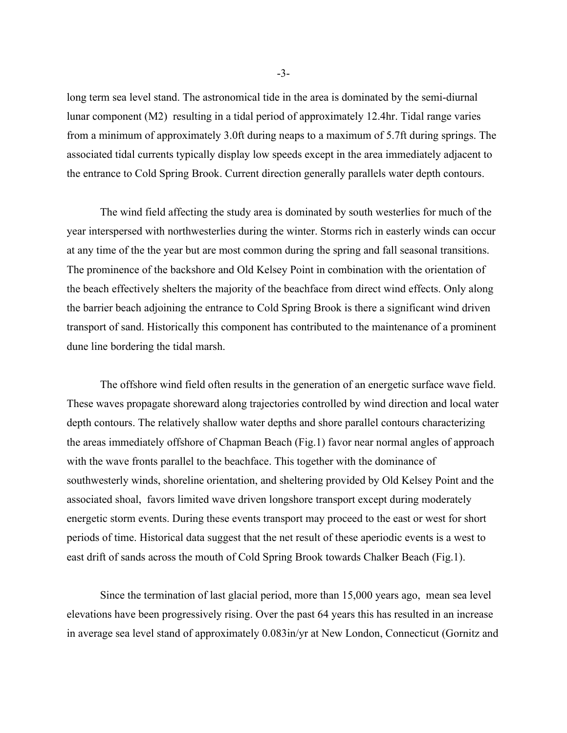long term sea level stand. The astronomical tide in the area is dominated by the semi-diurnal lunar component (M2) resulting in a tidal period of approximately 12.4hr. Tidal range varies from a minimum of approximately 3.0ft during neaps to a maximum of 5.7ft during springs. The associated tidal currents typically display low speeds except in the area immediately adjacent to the entrance to Cold Spring Brook. Current direction generally parallels water depth contours.

The wind field affecting the study area is dominated by south westerlies for much of the year interspersed with northwesterlies during the winter. Storms rich in easterly winds can occur at any time of the the year but are most common during the spring and fall seasonal transitions. The prominence of the backshore and Old Kelsey Point in combination with the orientation of the beach effectively shelters the majority of the beachface from direct wind effects. Only along the barrier beach adjoining the entrance to Cold Spring Brook is there a significant wind driven transport of sand. Historically this component has contributed to the maintenance of a prominent dune line bordering the tidal marsh.

The offshore wind field often results in the generation of an energetic surface wave field. These waves propagate shoreward along trajectories controlled by wind direction and local water depth contours. The relatively shallow water depths and shore parallel contours characterizing the areas immediately offshore of Chapman Beach (Fig.1) favor near normal angles of approach with the wave fronts parallel to the beachface. This together with the dominance of southwesterly winds, shoreline orientation, and sheltering provided by Old Kelsey Point and the associated shoal, favors limited wave driven longshore transport except during moderately energetic storm events. During these events transport may proceed to the east or west for short periods of time. Historical data suggest that the net result of these aperiodic events is a west to east drift of sands across the mouth of Cold Spring Brook towards Chalker Beach (Fig.1).

Since the termination of last glacial period, more than 15,000 years ago, mean sea level elevations have been progressively rising. Over the past 64 years this has resulted in an increase in average sea level stand of approximately 0.083in/yr at New London, Connecticut (Gornitz and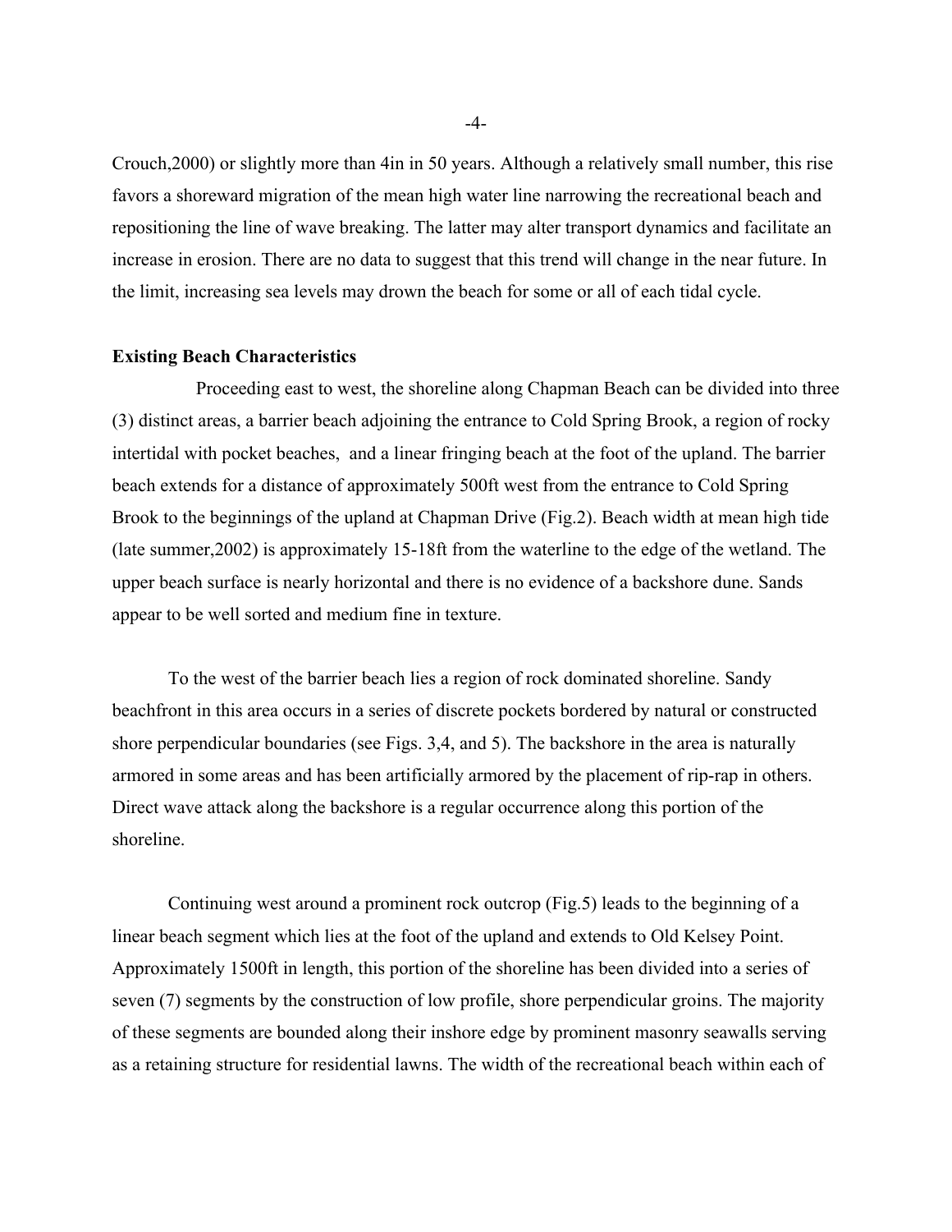Crouch,2000) or slightly more than 4in in 50 years. Although a relatively small number, this rise favors a shoreward migration of the mean high water line narrowing the recreational beach and repositioning the line of wave breaking. The latter may alter transport dynamics and facilitate an increase in erosion. There are no data to suggest that this trend will change in the near future. In the limit, increasing sea levels may drown the beach for some or all of each tidal cycle.

**Existing Beach Characteristics**

Proceeding east to west, the shoreline along Chapman Beach can be divided into three (3) distinct areas, a barrier beach adjoining the entrance to Cold Spring Brook, a region of rocky intertidal with pocket beaches, and a linear fringing beach at the foot of the upland. The barrier beach extends for a distance of approximately 500ft west from the entrance to Cold Spring Brook to the beginnings of the upland at Chapman Drive (Fig.2). Beach width at mean high tide (late summer,2002) is approximately 15-18ft from the waterline to the edge of the wetland. The upper beach surface is nearly horizontal and there is no evidence of a backshore dune. Sands appear to be well sorted and medium fine in texture.

To the west of the barrier beach lies a region of rock dominated shoreline. Sandy beachfront in this area occurs in a series of discrete pockets bordered by natural or constructed shore perpendicular boundaries (see Figs. 3,4, and 5). The backshore in the area is naturally armored in some areas and has been artificially armored by the placement of rip-rap in others. Direct wave attack along the backshore is a regular occurrence along this portion of the shoreline.

Continuing west around a prominent rock outcrop (Fig.5) leads to the beginning of a linear beach segment which lies at the foot of the upland and extends to Old Kelsey Point. Approximately 1500ft in length, this portion of the shoreline has been divided into a series of seven (7) segments by the construction of low profile, shore perpendicular groins. The majority of these segments are bounded along their inshore edge by prominent masonry seawalls serving as a retaining structure for residential lawns. The width of the recreational beach within each of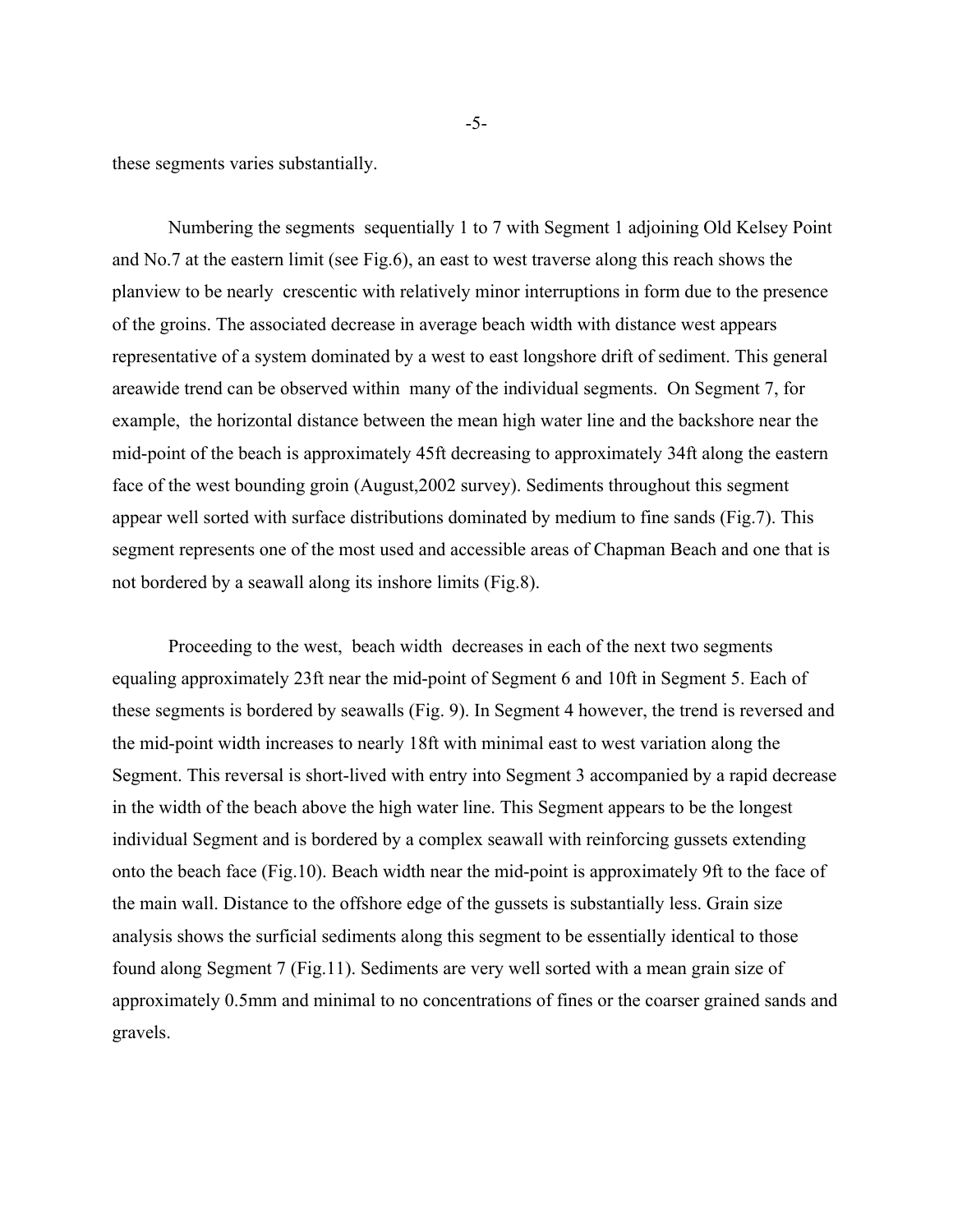these segments varies substantially.

Numbering the segments sequentially 1 to 7 with Segment 1 adjoining Old Kelsey Point and No.7 at the eastern limit (see Fig.6), an east to west traverse along this reach shows the planview to be nearly crescentic with relatively minor interruptions in form due to the presence of the groins. The associated decrease in average beach width with distance west appears representative of a system dominated by a west to east longshore drift of sediment. This general areawide trend can be observed within many of the individual segments. On Segment 7, for example, the horizontal distance between the mean high water line and the backshore near the mid-point of the beach is approximately 45ft decreasing to approximately 34ft along the eastern face of the west bounding groin (August,2002 survey). Sediments throughout this segment appear well sorted with surface distributions dominated by medium to fine sands (Fig.7). This segment represents one of the most used and accessible areas of Chapman Beach and one that is not bordered by a seawall along its inshore limits (Fig.8).

Proceeding to the west, beach width decreases in each of the next two segments equaling approximately 23ft near the mid-point of Segment 6 and 10ft in Segment 5. Each of these segments is bordered by seawalls (Fig. 9). In Segment 4 however, the trend is reversed and the mid-point width increases to nearly 18ft with minimal east to west variation along the Segment. This reversal is short-lived with entry into Segment 3 accompanied by a rapid decrease in the width of the beach above the high water line. This Segment appears to be the longest individual Segment and is bordered by a complex seawall with reinforcing gussets extending onto the beach face (Fig.10). Beach width near the mid-point is approximately 9ft to the face of the main wall. Distance to the offshore edge of the gussets is substantially less. Grain size analysis shows the surficial sediments along this segment to be essentially identical to those found along Segment 7 (Fig.11). Sediments are very well sorted with a mean grain size of approximately 0.5mm and minimal to no concentrations of fines or the coarser grained sands and gravels.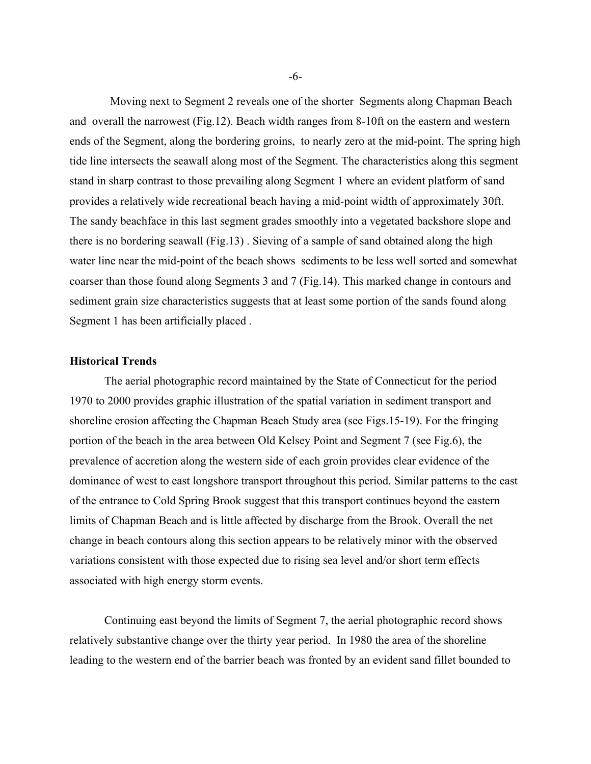Moving next to Segment 2 reveals one of the shorter Segments along Chapman Beach and overall the narrowest (Fig.12). Beach width ranges from 8-10ft on the eastern and western ends of the Segment, along the bordering groins, to nearly zero at the mid-point. The spring high tide line intersects the seawall along most of the Segment. The characteristics along this segment stand in sharp contrast to those prevailing along Segment 1 where an evident platform of sand provides a relatively wide recreational beach having a mid-point width of approximately 30ft. The sandy beachface in this last segment grades smoothly into a vegetated backshore slope and there is no bordering seawall (Fig.13) . Sieving of a sample of sand obtained along the high water line near the mid-point of the beach shows sediments to be less well sorted and somewhat coarser than those found along Segments 3 and 7 (Fig.14). This marked change in contours and sediment grain size characteristics suggests that at least some portion of the sands found along Segment 1 has been artificially placed .

**Historical Trends**

The aerial photographic record maintained by the State of Connecticut for the period 1970 to 2000 provides graphic illustration of the spatial variation in sediment transport and shoreline erosion affecting the Chapman Beach Study area (see Figs.15-19). For the fringing portion of the beach in the area between Old Kelsey Point and Segment 7 (see Fig.6), the prevalence of accretion along the western side of each groin provides clear evidence of the dominance of west to east longshore transport throughout this period. Similar patterns to the east of the entrance to Cold Spring Brook suggest that this transport continues beyond the eastern limits of Chapman Beach and is little affected by discharge from the Brook. Overall the net change in beach contours along this section appears to be relatively minor with the observed variations consistent with those expected due to rising sea level and/or short term effects associated with high energy storm events.

Continuing east beyond the limits of Segment 7, the aerial photographic record shows relatively substantive change over the thirty year period. In 1980 the area of the shoreline leading to the western end of the barrier beach was fronted by an evident sand fillet bounded to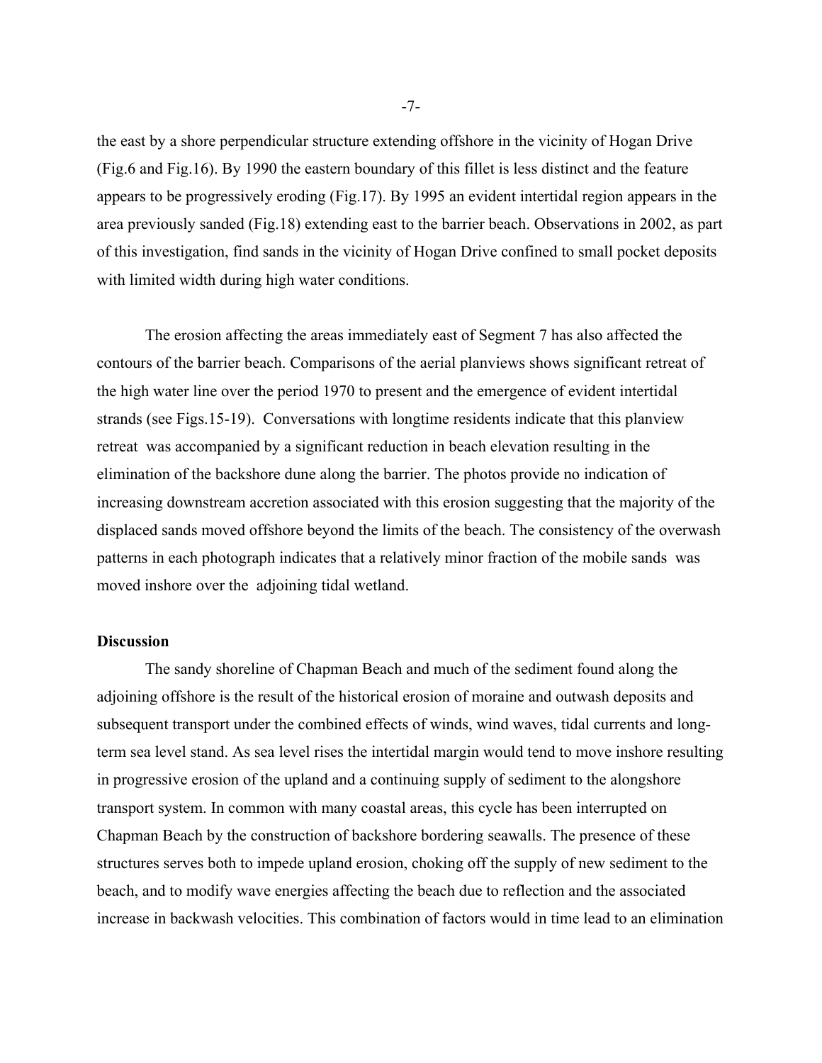the east by a shore perpendicular structure extending offshore in the vicinity of Hogan Drive (Fig.6 and Fig.16). By 1990 the eastern boundary of this fillet is less distinct and the feature appears to be progressively eroding (Fig.17). By 1995 an evident intertidal region appears in the area previously sanded (Fig.18) extending east to the barrier beach. Observations in 2002, as part of this investigation, find sands in the vicinity of Hogan Drive confined to small pocket deposits with limited width during high water conditions.

The erosion affecting the areas immediately east of Segment 7 has also affected the contours of the barrier beach. Comparisons of the aerial planviews shows significant retreat of the high water line over the period 1970 to present and the emergence of evident intertidal strands (see Figs.15-19). Conversations with longtime residents indicate that this planview retreat was accompanied by a significant reduction in beach elevation resulting in the elimination of the backshore dune along the barrier. The photos provide no indication of increasing downstream accretion associated with this erosion suggesting that the majority of the displaced sands moved offshore beyond the limits of the beach. The consistency of the overwash patterns in each photograph indicates that a relatively minor fraction of the mobile sands was moved inshore over the adjoining tidal wetland.

**Discussion**

The sandy shoreline of Chapman Beach and much of the sediment found along the adjoining offshore is the result of the historical erosion of moraine and outwash deposits and subsequent transport under the combined effects of winds, wind waves, tidal currents and long-term sea level stand. As sea level rises the intertidal margin would tend to move inshore resulting in progressive erosion of the upland and a continuing supply of sediment to the alongshore transport system. In common with many coastal areas, this cycle has been interrupted on Chapman Beach by the construction of backshore bordering seawalls. The presence of these structures serves both to impede upland erosion, choking off the supply of new sediment to the beach, and to modify wave energies affecting the beach due to reflection and the associated increase in backwash velocities. This combination of factors would in time lead to an elimination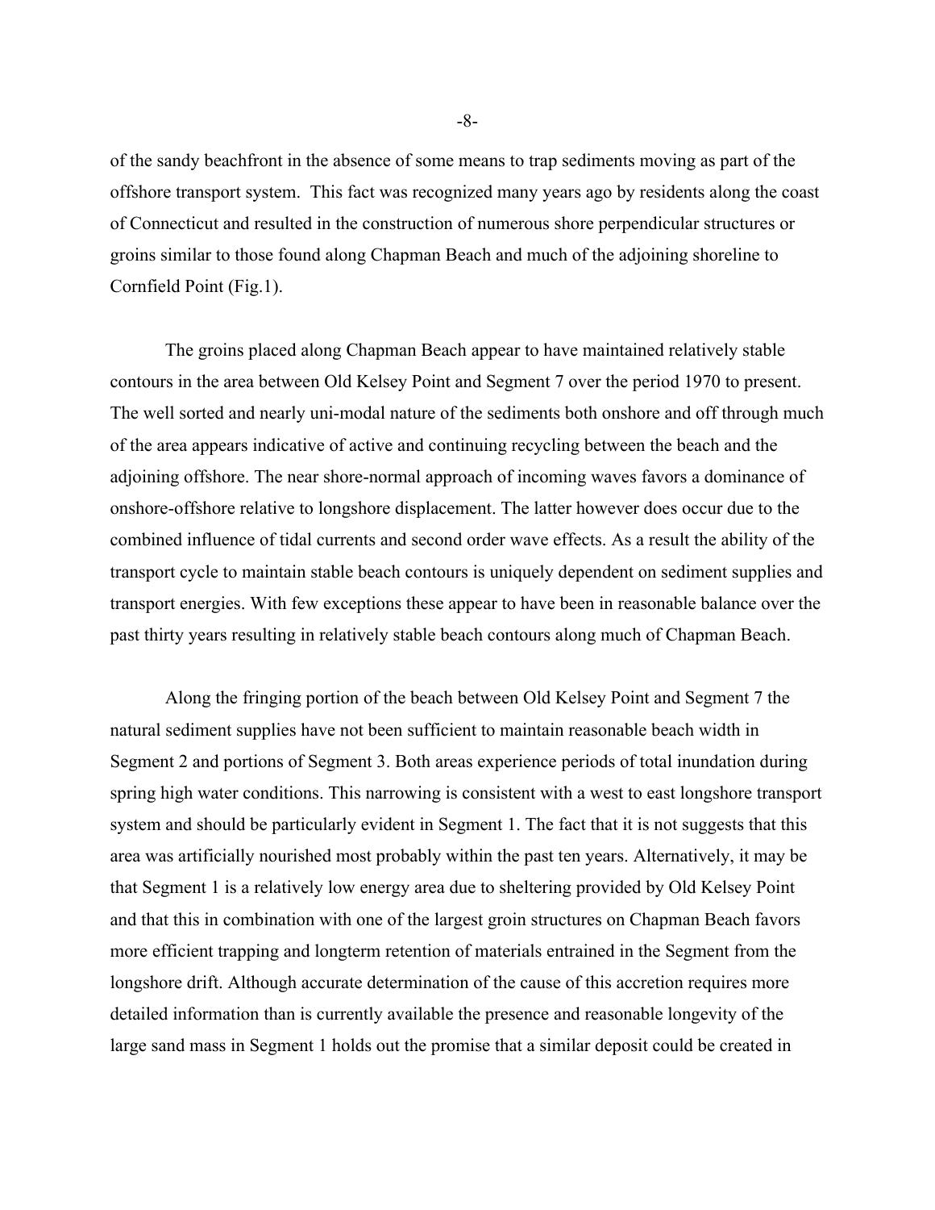of the sandy beachfront in the absence of some means to trap sediments moving as part of the offshore transport system. This fact was recognized many years ago by residents along the coast of Connecticut and resulted in the construction of numerous shore perpendicular structures or groins similar to those found along Chapman Beach and much of the adjoining shoreline to Cornfield Point (Fig.1).

The groins placed along Chapman Beach appear to have maintained relatively stable contours in the area between Old Kelsey Point and Segment 7 over the period 1970 to present. The well sorted and nearly uni-modal nature of the sediments both onshore and off through much of the area appears indicative of active and continuing recycling between the beach and the adjoining offshore. The near shore-normal approach of incoming waves favors a dominance of onshore-offshore relative to longshore displacement. The latter however does occur due to the combined influence of tidal currents and second order wave effects. As a result the ability of the transport cycle to maintain stable beach contours is uniquely dependent on sediment supplies and transport energies. With few exceptions these appear to have been in reasonable balance over the past thirty years resulting in relatively stable beach contours along much of Chapman Beach.

Along the fringing portion of the beach between Old Kelsey Point and Segment 7 the natural sediment supplies have not been sufficient to maintain reasonable beach width in Segment 2 and portions of Segment 3. Both areas experience periods of total inundation during spring high water conditions. This narrowing is consistent with a west to east longshore transport system and should be particularly evident in Segment 1. The fact that it is not suggests that this area was artificially nourished most probably within the past ten years. Alternatively, it may be that Segment 1 is a relatively low energy area due to sheltering provided by Old Kelsey Point and that this in combination with one of the largest groin structures on Chapman Beach favors more efficient trapping and longterm retention of materials entrained in the Segment from the longshore drift. Although accurate determination of the cause of this accretion requires more detailed information than is currently available the presence and reasonable longevity of the large sand mass in Segment 1 holds out the promise that a similar deposit could be created in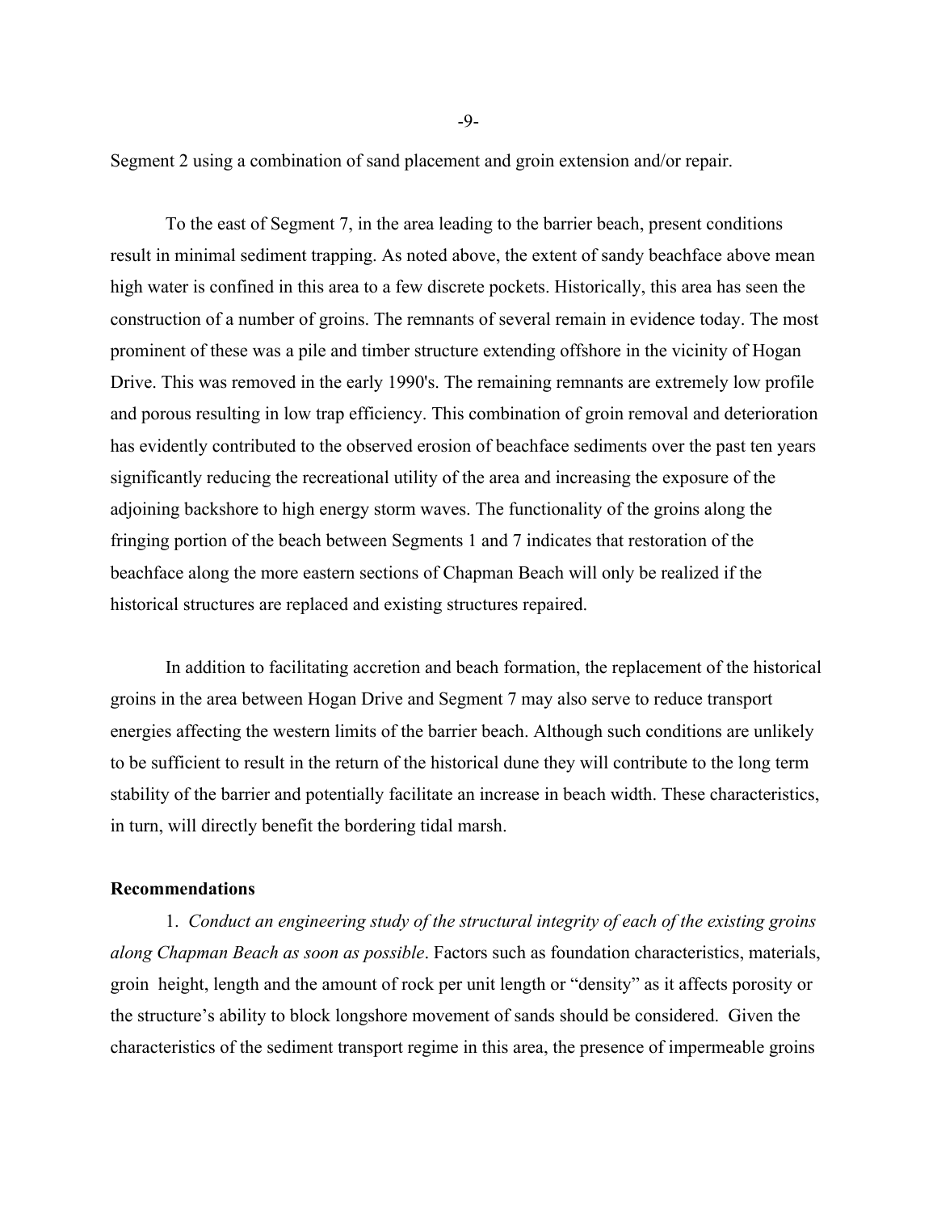Segment 2 using a combination of sand placement and groin extension and/or repair.

To the east of Segment 7, in the area leading to the barrier beach, present conditions result in minimal sediment trapping. As noted above, the extent of sandy beachface above mean high water is confined in this area to a few discrete pockets. Historically, this area has seen the construction of a number of groins. The remnants of several remain in evidence today. The most prominent of these was a pile and timber structure extending offshore in the vicinity of Hogan Drive. This was removed in the early 1990's. The remaining remnants are extremely low profile and porous resulting in low trap efficiency. This combination of groin removal and deterioration has evidently contributed to the observed erosion of beachface sediments over the past ten years significantly reducing the recreational utility of the area and increasing the exposure of the adjoining backshore to high energy storm waves. The functionality of the groins along the fringing portion of the beach between Segments 1 and 7 indicates that restoration of the beachface along the more eastern sections of Chapman Beach will only be realized if the historical structures are replaced and existing structures repaired.

In addition to facilitating accretion and beach formation, the replacement of the historical groins in the area between Hogan Drive and Segment 7 may also serve to reduce transport energies affecting the western limits of the barrier beach. Although such conditions are unlikely to be sufficient to result in the return of the historical dune they will contribute to the long term stability of the barrier and potentially facilitate an increase in beach width. These characteristics, in turn, will directly benefit the bordering tidal marsh.

**Recommendations**

1. *Conduct an engineering study of the structural integrity of each of the existing groins along Chapman Beach as soon as possible*. Factors such as foundation characteristics, materials, groin height, length and the amount of rock per unit length or "density" as it affects porosity or the structure's ability to block longshore movement of sands should be considered. Given the characteristics of the sediment transport regime in this area, the presence of impermeable groins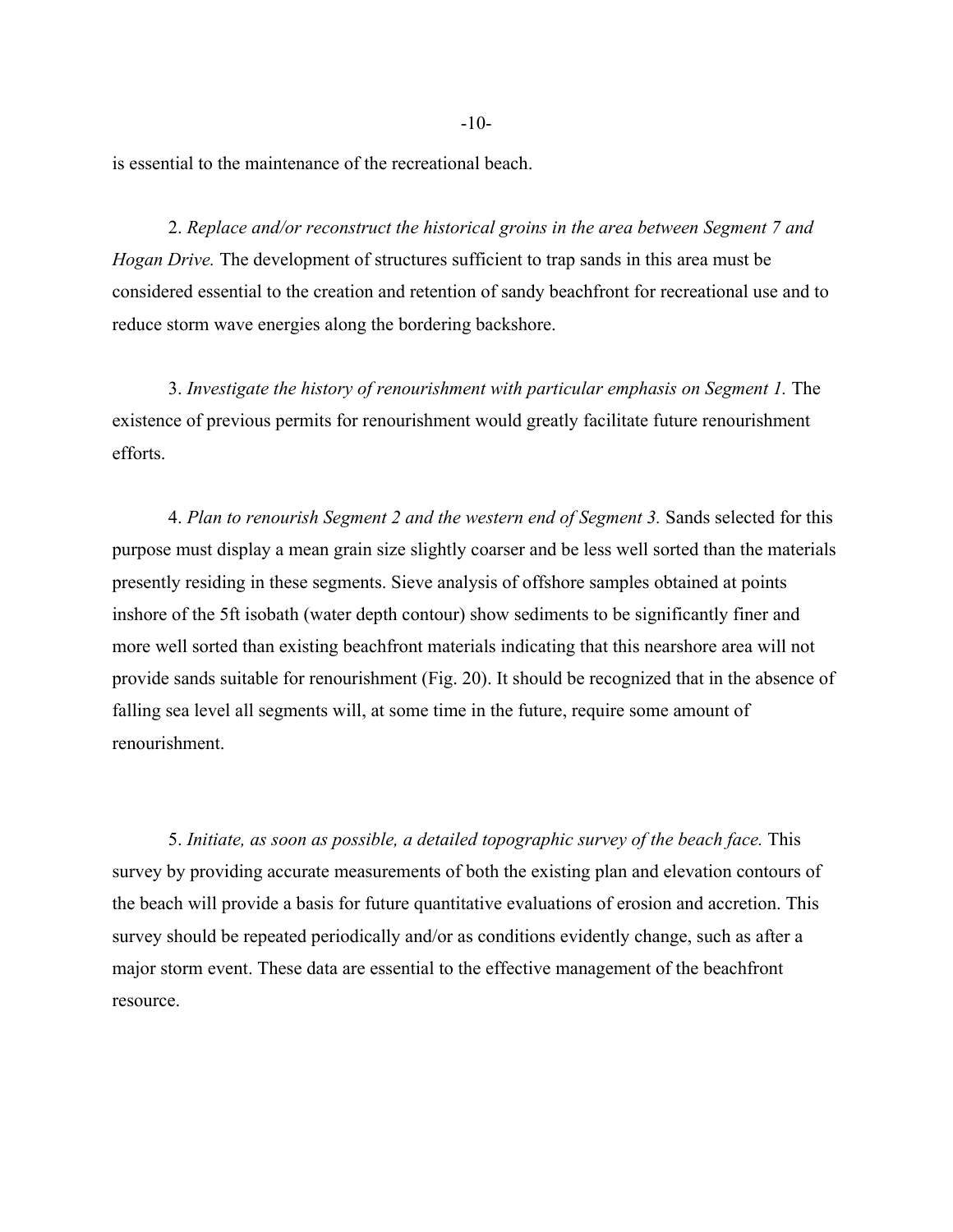is essential to the maintenance of the recreational beach.

2. *Replace and/or reconstruct the historical groins in the area between Segment 7 and Hogan Drive.* The development of structures sufficient to trap sands in this area must be considered essential to the creation and retention of sandy beachfront for recreational use and to reduce storm wave energies along the bordering backshore.

3. *Investigate the history of renourishment with particular emphasis on Segment 1.* The existence of previous permits for renourishment would greatly facilitate future renourishment efforts.

4. *Plan to renourish Segment 2 and the western end of Segment 3.* Sands selected for this purpose must display a mean grain size slightly coarser and be less well sorted than the materials presently residing in these segments. Sieve analysis of offshore samples obtained at points inshore of the 5ft isobath (water depth contour) show sediments to be significantly finer and more well sorted than existing beachfront materials indicating that this nearshore area will not provide sands suitable for renourishment (Fig. 20). It should be recognized that in the absence of falling sea level all segments will, at some time in the future, require some amount of renourishment.

5. *Initiate, as soon as possible, a detailed topographic survey of the beach face.* This survey by providing accurate measurements of both the existing plan and elevation contours of the beach will provide a basis for future quantitative evaluations of erosion and accretion. This survey should be repeated periodically and/or as conditions evidently change, such as after a major storm event. These data are essential to the effective management of the beachfront resource.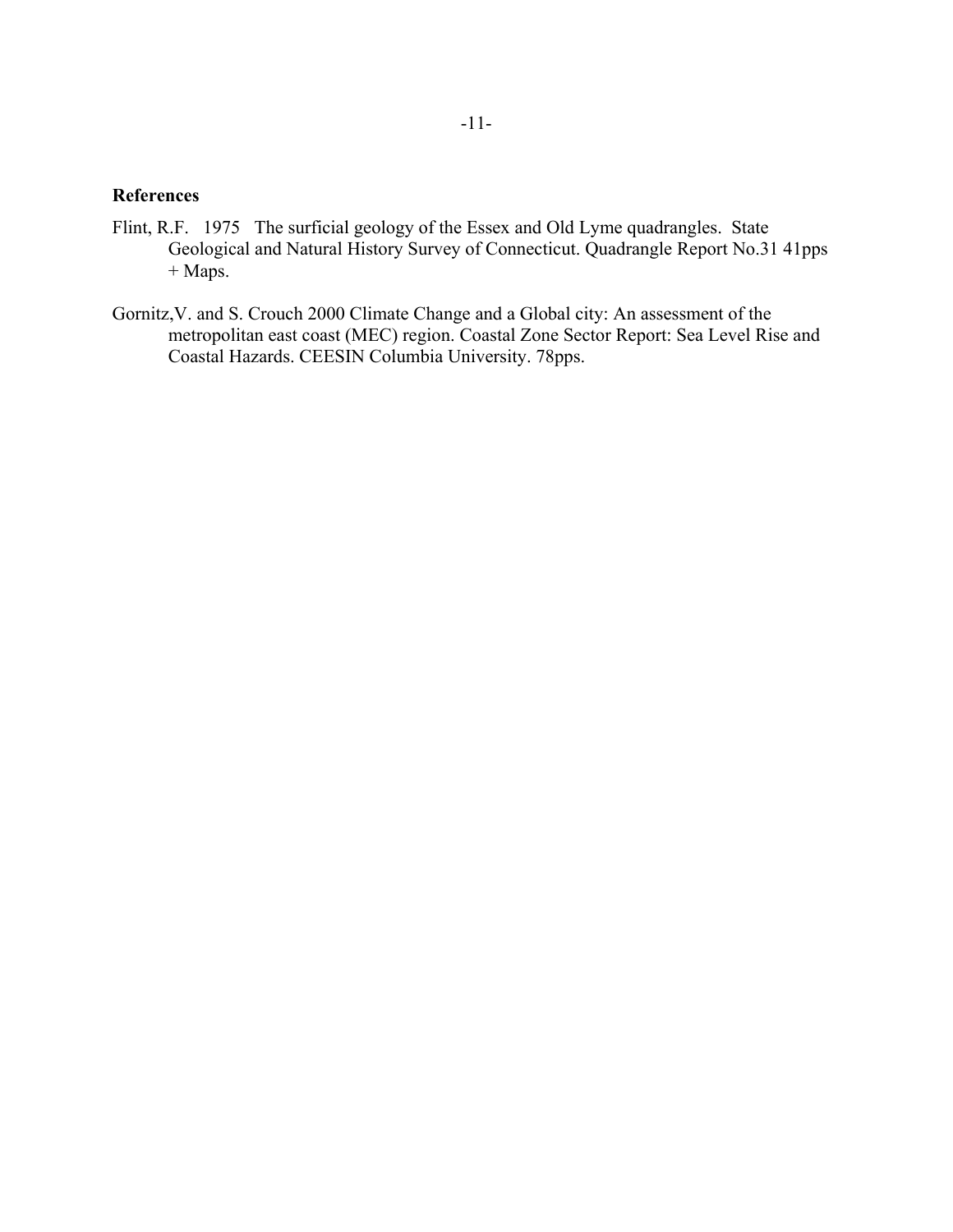**References**

Flint, R.F. 1975 The surficial geology of the Essex and Old Lyme quadrangles. State Geological and Natural History Survey of Connecticut. Quadrangle Report No.31 41pps + Maps.

Gornitz,V. and S. Crouch 2000 Climate Change and a Global city: An assessment of the metropolitan east coast (MEC) region. Coastal Zone Sector Report: Sea Level Rise and Coastal Hazards. CEESIN Columbia University. 78pps.